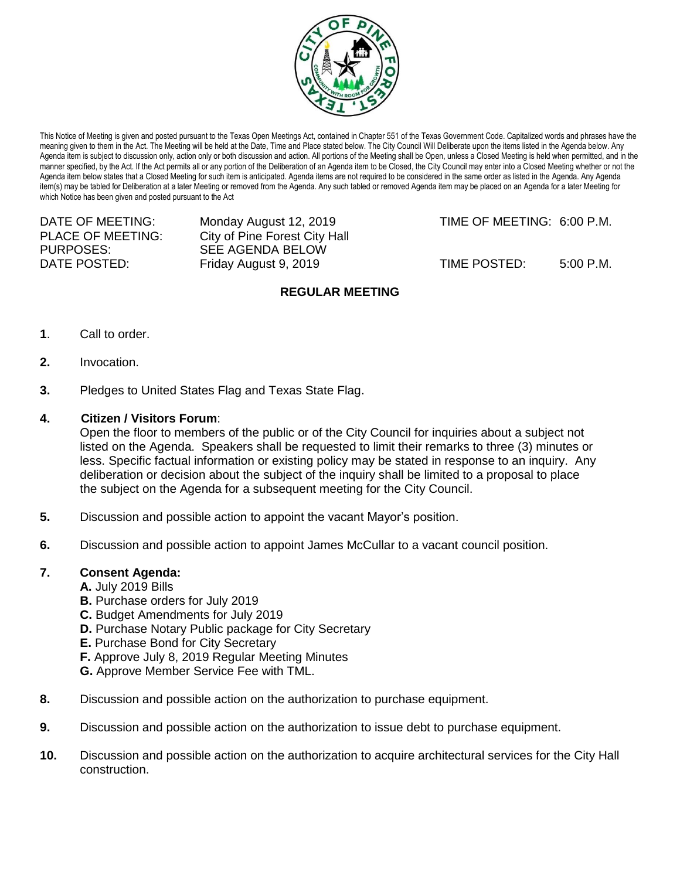This Notice of Meeting is given and posted pursuant to the Texas Open Meetings Act, contained in Chapter 551 of the Texas Government Code. Capitalized words and phrases have the meaning given to them in the Act. The Meeting will be held at the Date, Time and Place stated below. The City Council Will Deliberate upon the items listed in the Agenda below. Any Agenda item is subject to discussion only, action only or both discussion and action. All portions of the Meeting shall be Open, unless a Closed Meeting is held when permitted, and in the manner specified, by the Act. If the Act permits all or any portion of the Deliberation of an Agenda item to be Closed, the City Council may enter into a Closed Meeting whether or not the Agenda item below states that a Closed Meeting for such item is anticipated. Agenda items are not required to be considered in the same order as listed in the Agenda. Any Agenda item(s) may be tabled for Deliberation at a later Meeting or removed from the Agenda. Any such tabled or removed Agenda item may be placed on an Agenda for a later Meeting for which Notice has been given and posted pursuant to the Act

| | | | |
|---|---|---|---|
| DATE OF MEETING: | Monday August 12, 2019 | TIME OF MEETING: | 6:00 P.M. |
| PLACE OF MEETING: | City of Pine Forest City Hall | | |
| PURPOSES: | SEE AGENDA BELOW | | |
| DATE POSTED: | Friday August 9, 2019 | TIME POSTED: | 5:00 P.M. |

## REGULAR MEETING

**1**. Call to order.

**2.** Invocation.

**3.** Pledges to United States Flag and Texas State Flag.

**4. Citizen / Visitors Forum**:
Open the floor to members of the public or of the City Council for inquiries about a subject not listed on the Agenda. Speakers shall be requested to limit their remarks to three (3) minutes or less. Specific factual information or existing policy may be stated in response to an inquiry. Any deliberation or decision about the subject of the inquiry shall be limited to a proposal to place the subject on the Agenda for a subsequent meeting for the City Council.

**5.** Discussion and possible action to appoint the vacant Mayor's position.

**6.** Discussion and possible action to appoint James McCullar to a vacant council position.

**7. Consent Agenda:**
**A.** July 2019 Bills
**B.** Purchase orders for July 2019
**C.** Budget Amendments for July 2019
**D.** Purchase Notary Public package for City Secretary
**E.** Purchase Bond for City Secretary
**F.** Approve July 8, 2019 Regular Meeting Minutes
**G.** Approve Member Service Fee with TML.

**8.** Discussion and possible action on the authorization to purchase equipment.

**9.** Discussion and possible action on the authorization to issue debt to purchase equipment.

**10.** Discussion and possible action on the authorization to acquire architectural services for the City Hall construction.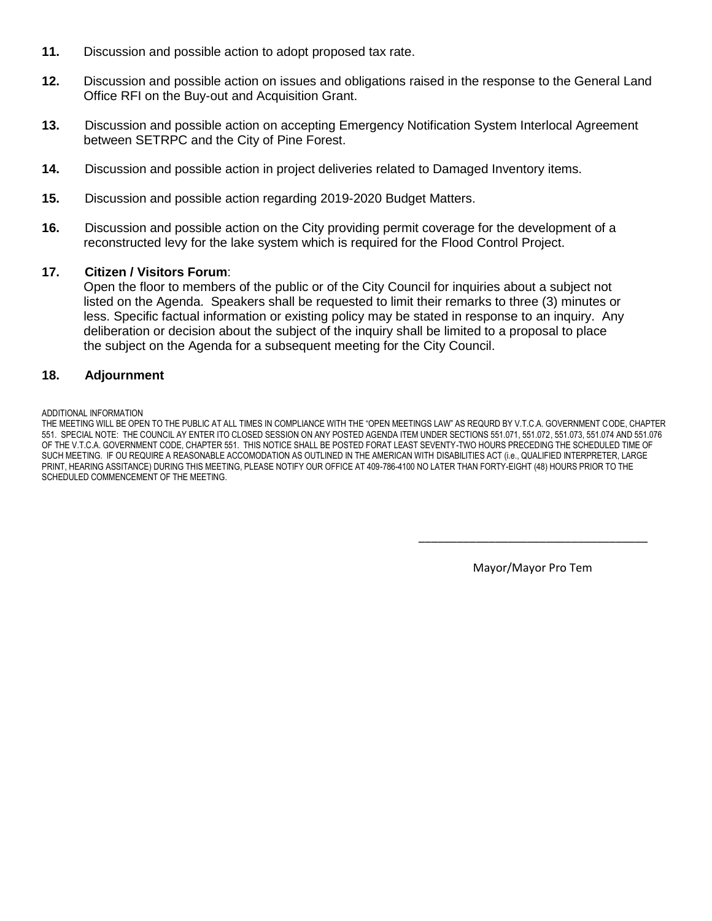**11.** Discussion and possible action to adopt proposed tax rate.

**12.** Discussion and possible action on issues and obligations raised in the response to the General Land Office RFI on the Buy-out and Acquisition Grant.

**13.** Discussion and possible action on accepting Emergency Notification System Interlocal Agreement between SETRPC and the City of Pine Forest.

**14.** Discussion and possible action in project deliveries related to Damaged Inventory items.

**15.** Discussion and possible action regarding 2019-2020 Budget Matters.

**16.** Discussion and possible action on the City providing permit coverage for the development of a reconstructed levy for the lake system which is required for the Flood Control Project.

**17. Citizen / Visitors Forum**:
Open the floor to members of the public or of the City Council for inquiries about a subject not listed on the Agenda. Speakers shall be requested to limit their remarks to three (3) minutes or less. Specific factual information or existing policy may be stated in response to an inquiry. Any deliberation or decision about the subject of the inquiry shall be limited to a proposal to place the subject on the Agenda for a subsequent meeting for the City Council.

**18. Adjournment**

ADDITIONAL INFORMATION
THE MEETING WILL BE OPEN TO THE PUBLIC AT ALL TIMES IN COMPLIANCE WITH THE "OPEN MEETINGS LAW" AS REQURD BY V.T.C.A. GOVERNMENT CODE, CHAPTER 551. SPECIAL NOTE: THE COUNCIL AY ENTER ITO CLOSED SESSION ON ANY POSTED AGENDA ITEM UNDER SECTIONS 551.071, 551.072, 551.073, 551.074 AND 551.076 OF THE V.T.C.A. GOVERNMENT CODE, CHAPTER 551. THIS NOTICE SHALL BE POSTED FORAT LEAST SEVENTY-TWO HOURS PRECEDING THE SCHEDULED TIME OF SUCH MEETING. IF OU REQUIRE A REASONABLE ACCOMODATION AS OUTLINED IN THE AMERICAN WITH DISABILITIES ACT (i.e., QUALIFIED INTERPRETER, LARGE PRINT, HEARING ASSITANCE) DURING THIS MEETING, PLEASE NOTIFY OUR OFFICE AT 409-786-4100 NO LATER THAN FORTY-EIGHT (48) HOURS PRIOR TO THE SCHEDULED COMMENCEMENT OF THE MEETING.

\_\_\_\_\_\_\_\_\_\_\_\_\_\_\_\_\_\_\_\_\_\_\_\_\_\_\_\_\_\_\_\_\_\_

Mayor/Mayor Pro Tem